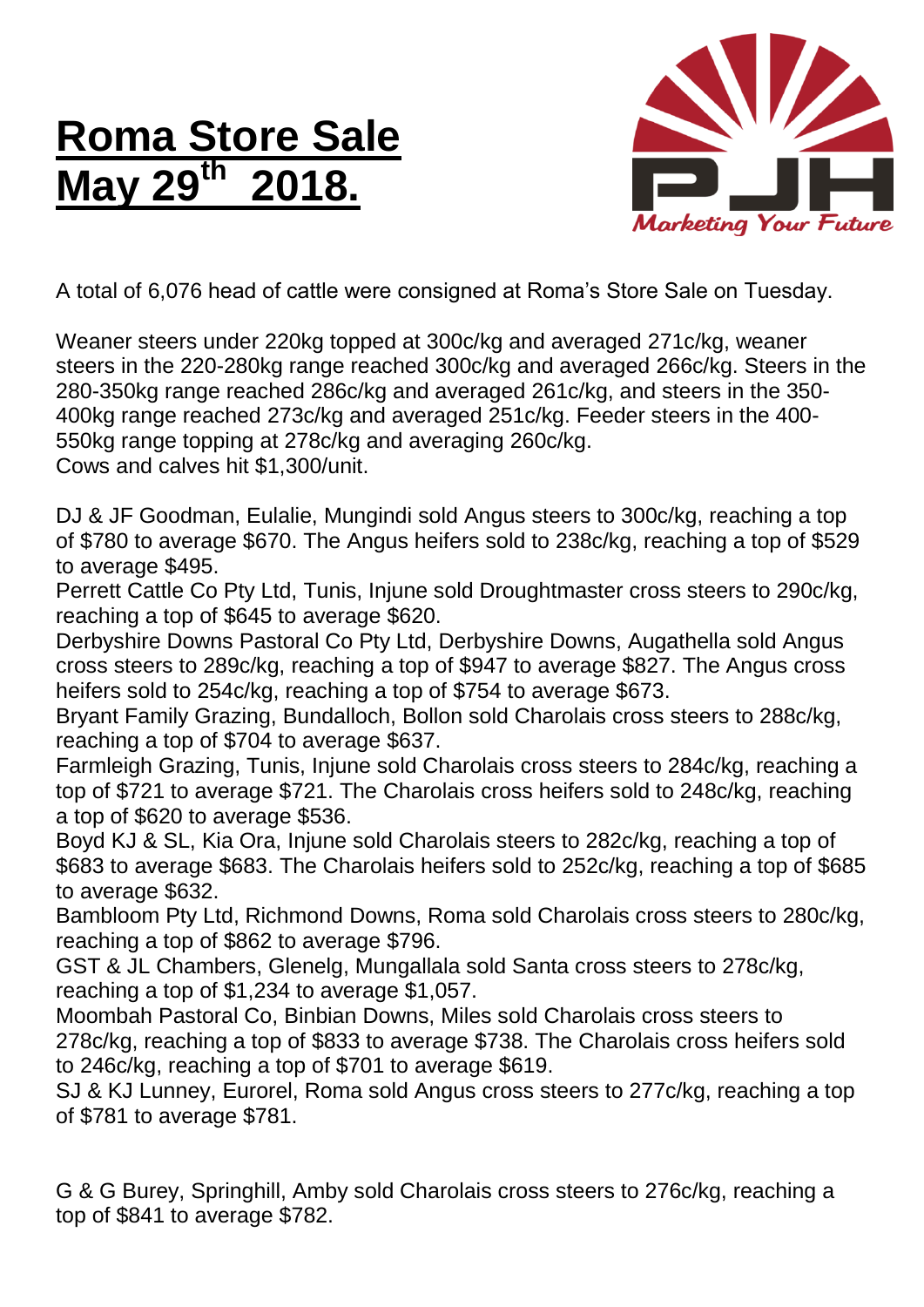# Roma Store Sale May 29th 2018.

A total of 6,076 head of cattle were consigned at Roma's Store Sale on Tuesday.

Weaner steers under 220kg topped at 300c/kg and averaged 271c/kg, weaner steers in the 220-280kg range reached 300c/kg and averaged 266c/kg. Steers in the 280-350kg range reached 286c/kg and averaged 261c/kg, and steers in the 350-400kg range reached 273c/kg and averaged 251c/kg. Feeder steers in the 400-550kg range topping at 278c/kg and averaging 260c/kg.
Cows and calves hit $1,300/unit.

DJ & JF Goodman, Eulalie, Mungindi sold Angus steers to 300c/kg, reaching a top of $780 to average $670. The Angus heifers sold to 238c/kg, reaching a top of $529 to average $495.
Perrett Cattle Co Pty Ltd, Tunis, Injune sold Droughtmaster cross steers to 290c/kg, reaching a top of $645 to average $620.
Derbyshire Downs Pastoral Co Pty Ltd, Derbyshire Downs, Augathella sold Angus cross steers to 289c/kg, reaching a top of $947 to average $827. The Angus cross heifers sold to 254c/kg, reaching a top of $754 to average $673.
Bryant Family Grazing, Bundalloch, Bollon sold Charolais cross steers to 288c/kg, reaching a top of $704 to average $637.
Farmleigh Grazing, Tunis, Injune sold Charolais cross steers to 284c/kg, reaching a top of $721 to average $721. The Charolais cross heifers sold to 248c/kg, reaching a top of $620 to average $536.
Boyd KJ & SL, Kia Ora, Injune sold Charolais steers to 282c/kg, reaching a top of $683 to average $683. The Charolais heifers sold to 252c/kg, reaching a top of $685 to average $632.
Bambloom Pty Ltd, Richmond Downs, Roma sold Charolais cross steers to 280c/kg, reaching a top of $862 to average $796.
GST & JL Chambers, Glenelg, Mungallala sold Santa cross steers to 278c/kg, reaching a top of $1,234 to average $1,057.
Moombah Pastoral Co, Binbian Downs, Miles sold Charolais cross steers to 278c/kg, reaching a top of $833 to average $738. The Charolais cross heifers sold to 246c/kg, reaching a top of $701 to average $619.
SJ & KJ Lunney, Eurorel, Roma sold Angus cross steers to 277c/kg, reaching a top of $781 to average $781.

G & G Burey, Springhill, Amby sold Charolais cross steers to 276c/kg, reaching a top of $841 to average $782.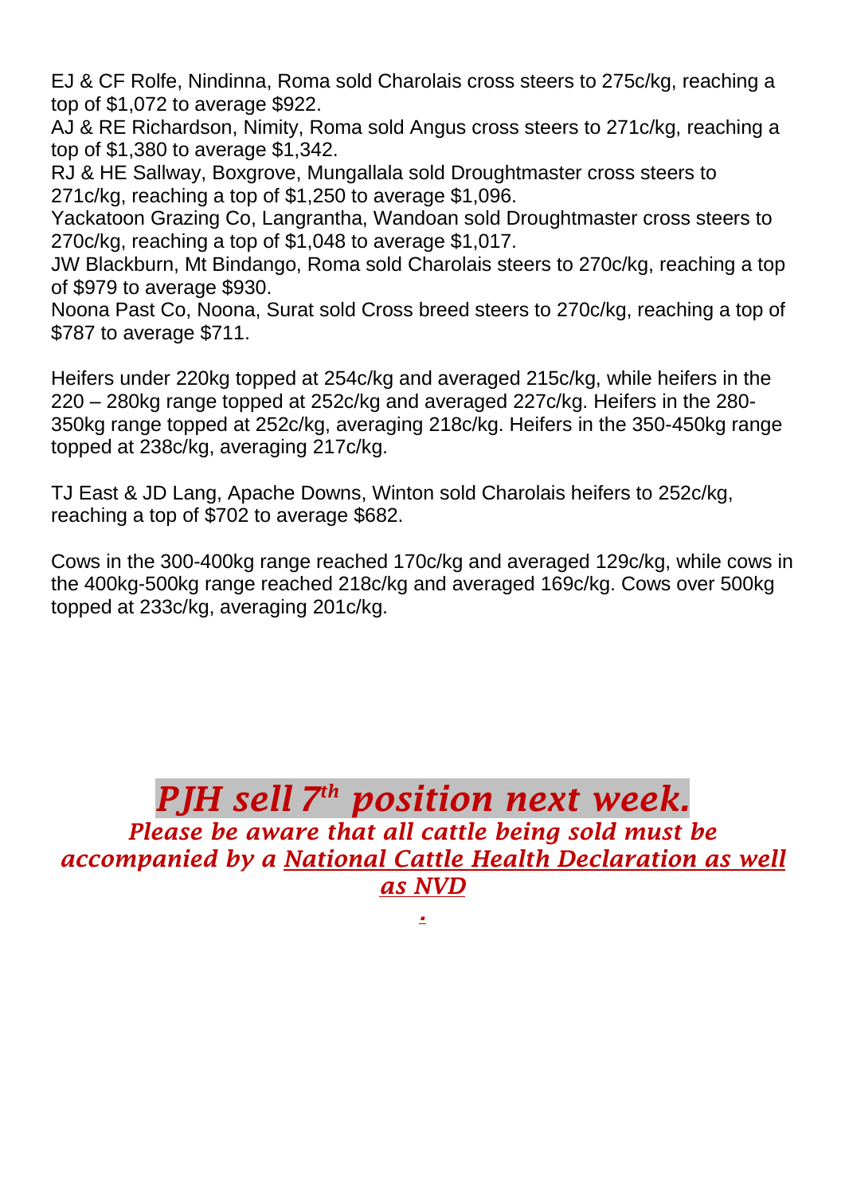EJ & CF Rolfe, Nindinna, Roma sold Charolais cross steers to 275c/kg, reaching a top of $1,072 to average $922.
AJ & RE Richardson, Nimity, Roma sold Angus cross steers to 271c/kg, reaching a top of $1,380 to average $1,342.
RJ & HE Sallway, Boxgrove, Mungallala sold Droughtmaster cross steers to 271c/kg, reaching a top of $1,250 to average $1,096.
Yackatoon Grazing Co, Langrantha, Wandoan sold Droughtmaster cross steers to 270c/kg, reaching a top of $1,048 to average $1,017.
JW Blackburn, Mt Bindango, Roma sold Charolais steers to 270c/kg, reaching a top of $979 to average $930.
Noona Past Co, Noona, Surat sold Cross breed steers to 270c/kg, reaching a top of $787 to average $711.

Heifers under 220kg topped at 254c/kg and averaged 215c/kg, while heifers in the 220 – 280kg range topped at 252c/kg and averaged 227c/kg. Heifers in the 280-350kg range topped at 252c/kg, averaging 218c/kg. Heifers in the 350-450kg range topped at 238c/kg, averaging 217c/kg.

TJ East & JD Lang, Apache Downs, Winton sold Charolais heifers to 252c/kg, reaching a top of $702 to average $682.

Cows in the 300-400kg range reached 170c/kg and averaged 129c/kg, while cows in the 400kg-500kg range reached 218c/kg and averaged 169c/kg. Cows over 500kg topped at 233c/kg, averaging 201c/kg.

## *PJH sell 7th position next week.*

***Please be aware that all cattle being sold must be accompanied by a National Cattle Health Declaration as well as NVD***

***.***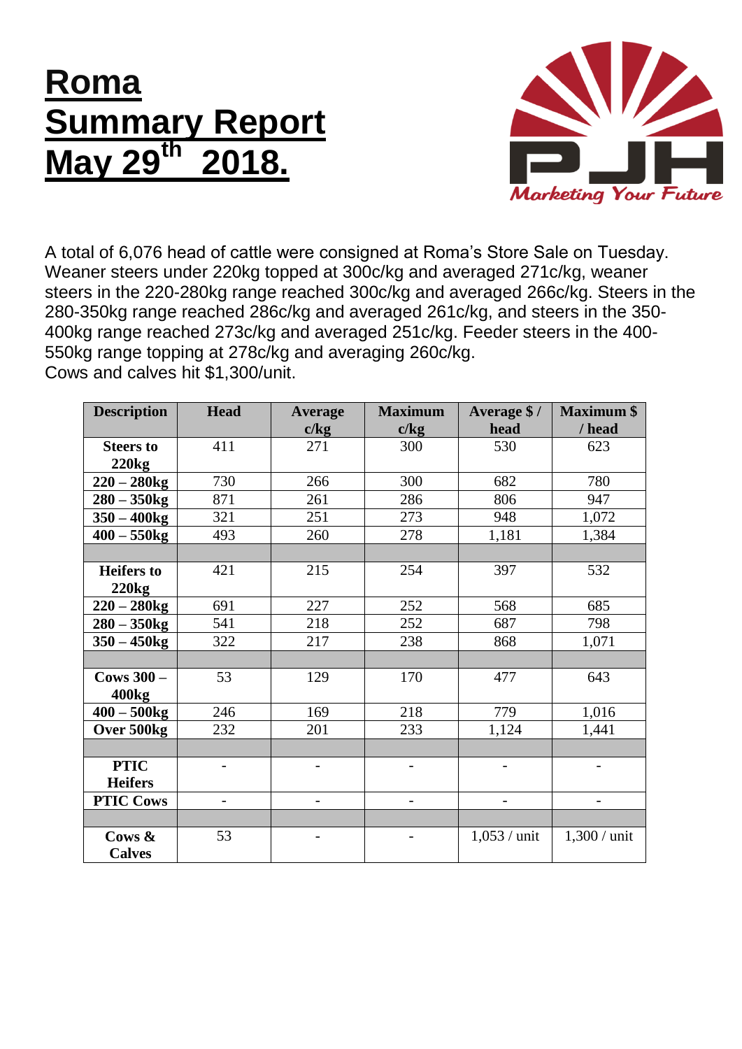# Roma Summary Report May 29th 2018.

PJH
*Marketing Your Future*

A total of 6,076 head of cattle were consigned at Roma's Store Sale on Tuesday. Weaner steers under 220kg topped at 300c/kg and averaged 271c/kg, weaner steers in the 220-280kg range reached 300c/kg and averaged 266c/kg. Steers in the 280-350kg range reached 286c/kg and averaged 261c/kg, and steers in the 350-400kg range reached 273c/kg and averaged 251c/kg. Feeder steers in the 400-550kg range topping at 278c/kg and averaging 260c/kg.
Cows and calves hit $1,300/unit.

| Description | Head | Average c/kg | Maximum c/kg | Average $ / head | Maximum $ / head |
|---|---|---|---|---|---|
| **Steers to 220kg** | 411 | 271 | 300 | 530 | 623 |
| **220 – 280kg** | 730 | 266 | 300 | 682 | 780 |
| **280 – 350kg** | 871 | 261 | 286 | 806 | 947 |
| **350 – 400kg** | 321 | 251 | 273 | 948 | 1,072 |
| **400 – 550kg** | 493 | 260 | 278 | 1,181 | 1,384 |
| | | | | | |
| **Heifers to 220kg** | 421 | 215 | 254 | 397 | 532 |
| **220 – 280kg** | 691 | 227 | 252 | 568 | 685 |
| **280 – 350kg** | 541 | 218 | 252 | 687 | 798 |
| **350 – 450kg** | 322 | 217 | 238 | 868 | 1,071 |
| | | | | | |
| **Cows 300 – 400kg** | 53 | 129 | 170 | 477 | 643 |
| **400 – 500kg** | 246 | 169 | 218 | 779 | 1,016 |
| **Over 500kg** | 232 | 201 | 233 | 1,124 | 1,441 |
| | | | | | |
| **PTIC Heifers** | - | - | - | - | - |
| **PTIC Cows** | - | - | - | - | - |
| | | | | | |
| **Cows & Calves** | 53 | - | - | 1,053 / unit | 1,300 / unit |